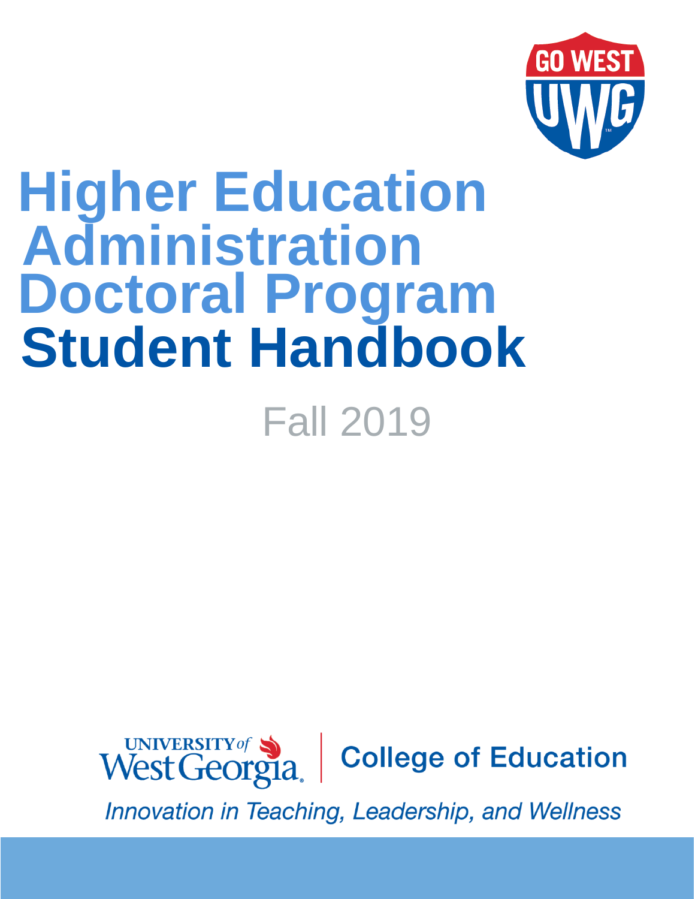GO WEST UWG

# Higher Education Administration Doctoral Program Student Handbook

Fall 2019

UNIVERSITY *of* West Georgia | College of Education

*Innovation in Teaching, Leadership, and Wellness*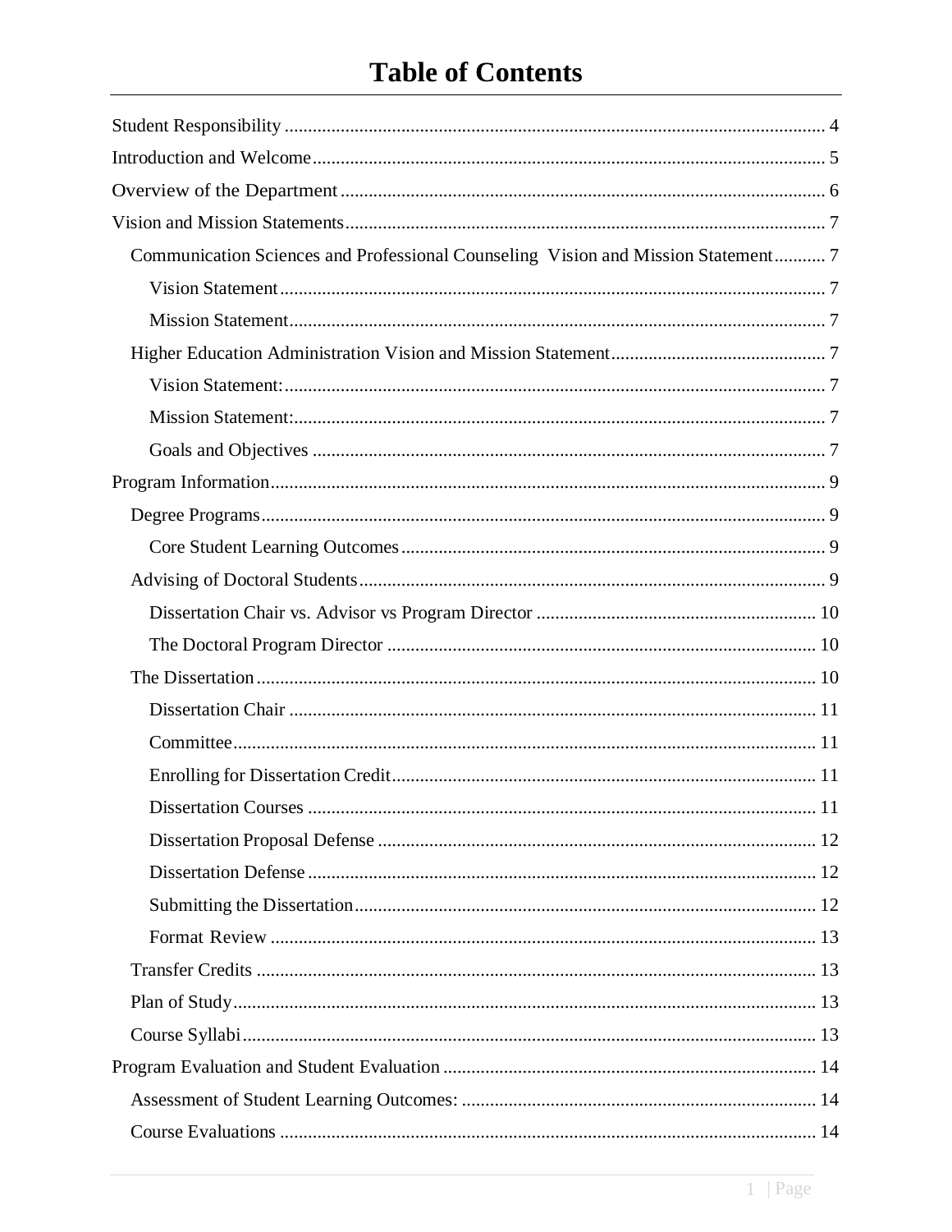# Table of Contents

- Student Responsibility ... 4
- Introduction and Welcome ... 5
- Overview of the Department ... 6
- Vision and Mission Statements ... 7
  - Communication Sciences and Professional Counseling Vision and Mission Statement ... 7
    - Vision Statement ... 7
    - Mission Statement ... 7
  - Higher Education Administration Vision and Mission Statement ... 7
    - Vision Statement: ... 7
    - Mission Statement: ... 7
    - Goals and Objectives ... 7
- Program Information ... 9
  - Degree Programs ... 9
    - Core Student Learning Outcomes ... 9
  - Advising of Doctoral Students ... 9
    - Dissertation Chair vs. Advisor vs Program Director ... 10
    - The Doctoral Program Director ... 10
  - The Dissertation ... 10
    - Dissertation Chair ... 11
    - Committee ... 11
    - Enrolling for Dissertation Credit ... 11
    - Dissertation Courses ... 11
    - Dissertation Proposal Defense ... 12
    - Dissertation Defense ... 12
    - Submitting the Dissertation ... 12
    - Format Review ... 13
  - Transfer Credits ... 13
  - Plan of Study ... 13
  - Course Syllabi ... 13
- Program Evaluation and Student Evaluation ... 14
  - Assessment of Student Learning Outcomes: ... 14
  - Course Evaluations ... 14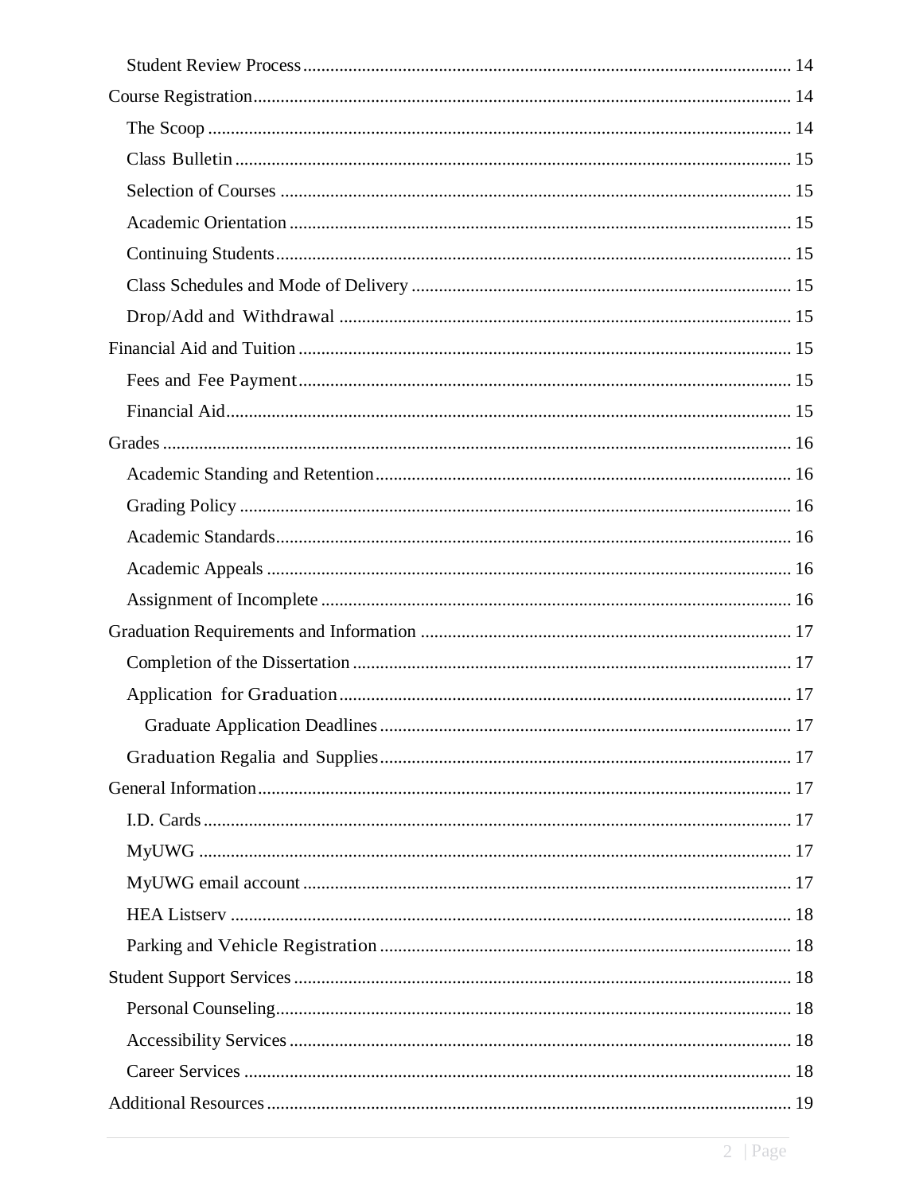- Student Review Process 14
- Course Registration 14
  - The Scoop 14
  - Class Bulletin 15
  - Selection of Courses 15
  - Academic Orientation 15
  - Continuing Students 15
  - Class Schedules and Mode of Delivery 15
  - Drop/Add and Withdrawal 15
- Financial Aid and Tuition 15
  - Fees and Fee Payment 15
  - Financial Aid 15
- Grades 16
  - Academic Standing and Retention 16
  - Grading Policy 16
  - Academic Standards 16
  - Academic Appeals 16
  - Assignment of Incomplete 16
- Graduation Requirements and Information 17
  - Completion of the Dissertation 17
  - Application for Graduation 17
    - Graduate Application Deadlines 17
  - Graduation Regalia and Supplies 17
- General Information 17
  - I.D. Cards 17
  - MyUWG 17
  - MyUWG email account 17
  - HEA Listserv 18
  - Parking and Vehicle Registration 18
- Student Support Services 18
  - Personal Counseling 18
  - Accessibility Services 18
  - Career Services 18
- Additional Resources 19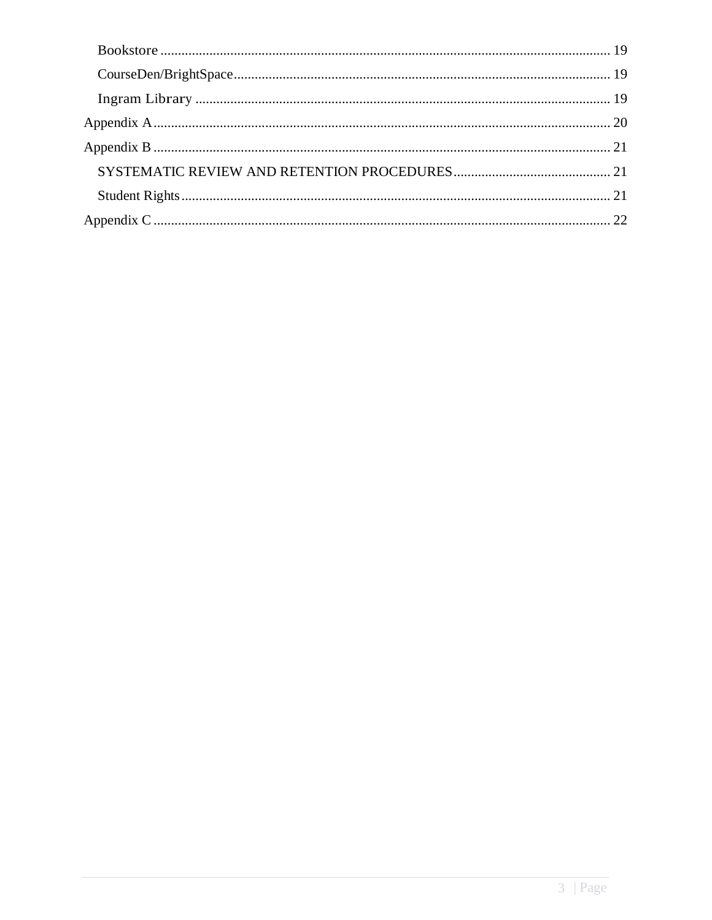Bookstore ........................................................................................................................ 19

CourseDen/BrightSpace.................................................................................................... 19

Ingram Library ................................................................................................................ 19

Appendix A............................................................................................................................ 20

Appendix B............................................................................................................................ 21

SYSTEMATIC REVIEW AND RETENTION PROCEDURES............................................ 21

Student Rights.................................................................................................................. 21

Appendix C............................................................................................................................ 22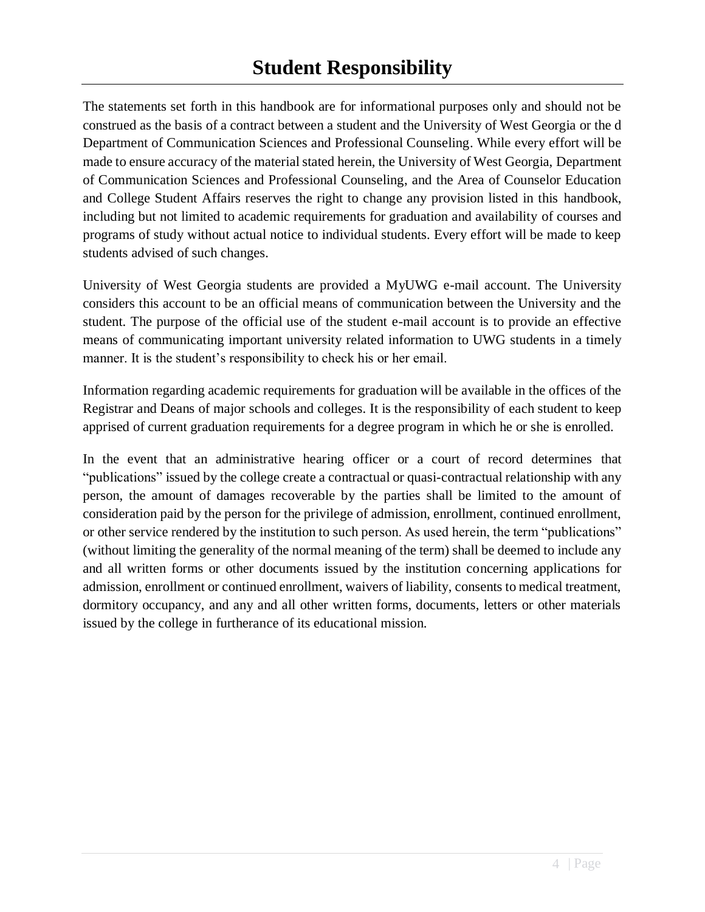# Student Responsibility

The statements set forth in this handbook are for informational purposes only and should not be construed as the basis of a contract between a student and the University of West Georgia or the d Department of Communication Sciences and Professional Counseling. While every effort will be made to ensure accuracy of the material stated herein, the University of West Georgia, Department of Communication Sciences and Professional Counseling, and the Area of Counselor Education and College Student Affairs reserves the right to change any provision listed in this handbook, including but not limited to academic requirements for graduation and availability of courses and programs of study without actual notice to individual students. Every effort will be made to keep students advised of such changes.

University of West Georgia students are provided a MyUWG e-mail account. The University considers this account to be an official means of communication between the University and the student. The purpose of the official use of the student e-mail account is to provide an effective means of communicating important university related information to UWG students in a timely manner. It is the student's responsibility to check his or her email.

Information regarding academic requirements for graduation will be available in the offices of the Registrar and Deans of major schools and colleges. It is the responsibility of each student to keep apprised of current graduation requirements for a degree program in which he or she is enrolled.

In the event that an administrative hearing officer or a court of record determines that "publications" issued by the college create a contractual or quasi-contractual relationship with any person, the amount of damages recoverable by the parties shall be limited to the amount of consideration paid by the person for the privilege of admission, enrollment, continued enrollment, or other service rendered by the institution to such person. As used herein, the term "publications" (without limiting the generality of the normal meaning of the term) shall be deemed to include any and all written forms or other documents issued by the institution concerning applications for admission, enrollment or continued enrollment, waivers of liability, consents to medical treatment, dormitory occupancy, and any and all other written forms, documents, letters or other materials issued by the college in furtherance of its educational mission.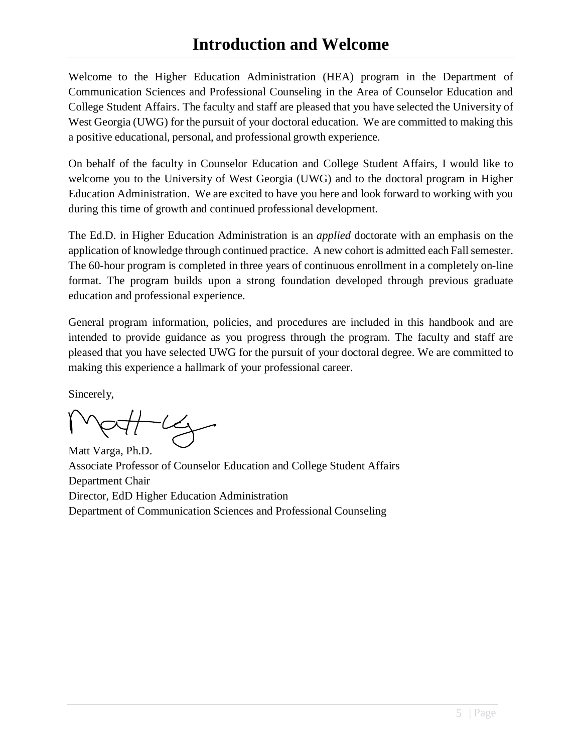# Introduction and Welcome

Welcome to the Higher Education Administration (HEA) program in the Department of Communication Sciences and Professional Counseling in the Area of Counselor Education and College Student Affairs. The faculty and staff are pleased that you have selected the University of West Georgia (UWG) for the pursuit of your doctoral education. We are committed to making this a positive educational, personal, and professional growth experience.

On behalf of the faculty in Counselor Education and College Student Affairs, I would like to welcome you to the University of West Georgia (UWG) and to the doctoral program in Higher Education Administration. We are excited to have you here and look forward to working with you during this time of growth and continued professional development.

The Ed.D. in Higher Education Administration is an *applied* doctorate with an emphasis on the application of knowledge through continued practice. A new cohort is admitted each Fall semester. The 60-hour program is completed in three years of continuous enrollment in a completely on-line format. The program builds upon a strong foundation developed through previous graduate education and professional experience.

General program information, policies, and procedures are included in this handbook and are intended to provide guidance as you progress through the program. The faculty and staff are pleased that you have selected UWG for the pursuit of your doctoral degree. We are committed to making this experience a hallmark of your professional career.

Sincerely,

Matt Varga, Ph.D.
Associate Professor of Counselor Education and College Student Affairs
Department Chair
Director, EdD Higher Education Administration
Department of Communication Sciences and Professional Counseling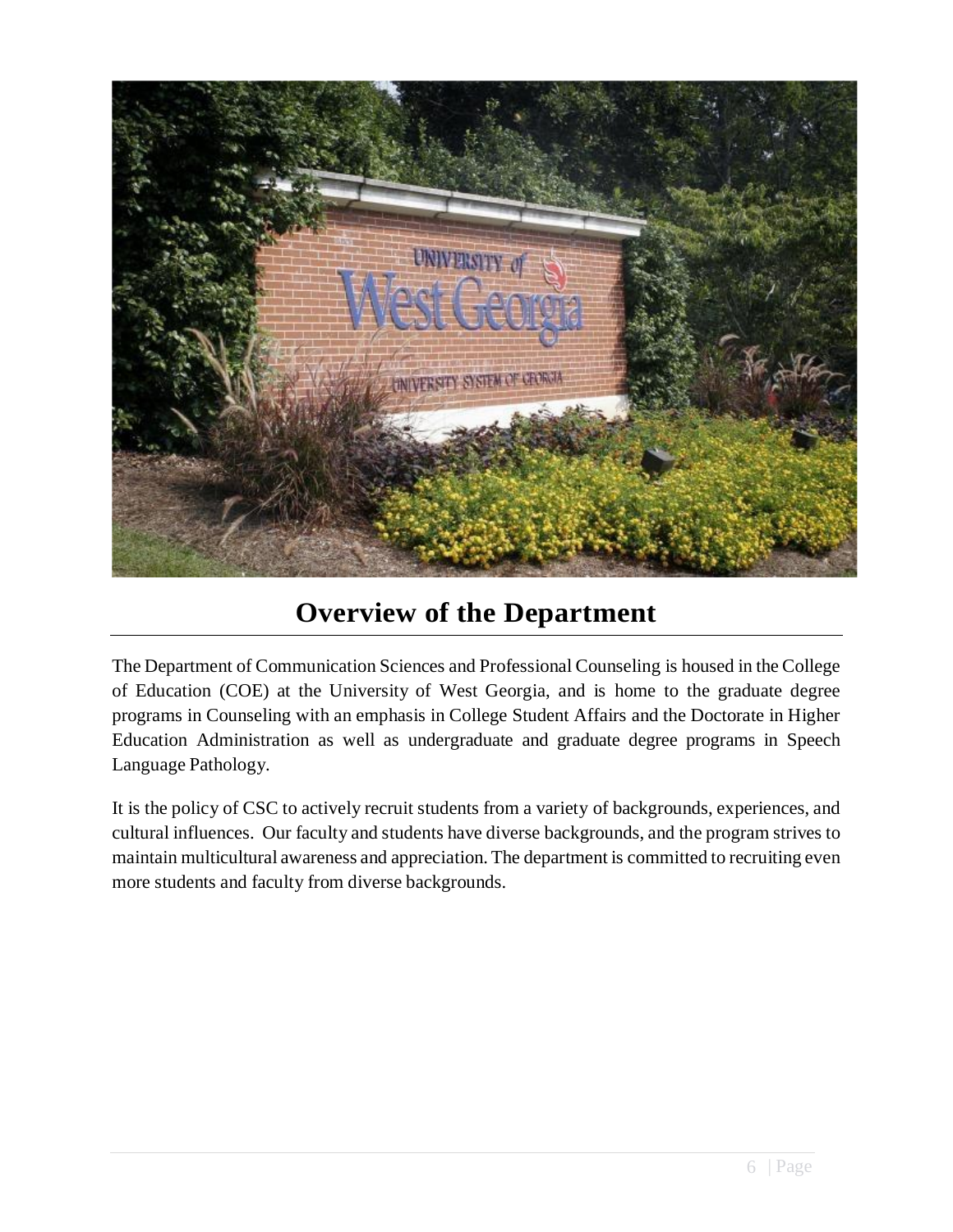# Overview of the Department

The Department of Communication Sciences and Professional Counseling is housed in the College of Education (COE) at the University of West Georgia, and is home to the graduate degree programs in Counseling with an emphasis in College Student Affairs and the Doctorate in Higher Education Administration as well as undergraduate and graduate degree programs in Speech Language Pathology.

It is the policy of CSC to actively recruit students from a variety of backgrounds, experiences, and cultural influences. Our faculty and students have diverse backgrounds, and the program strives to maintain multicultural awareness and appreciation. The department is committed to recruiting even more students and faculty from diverse backgrounds.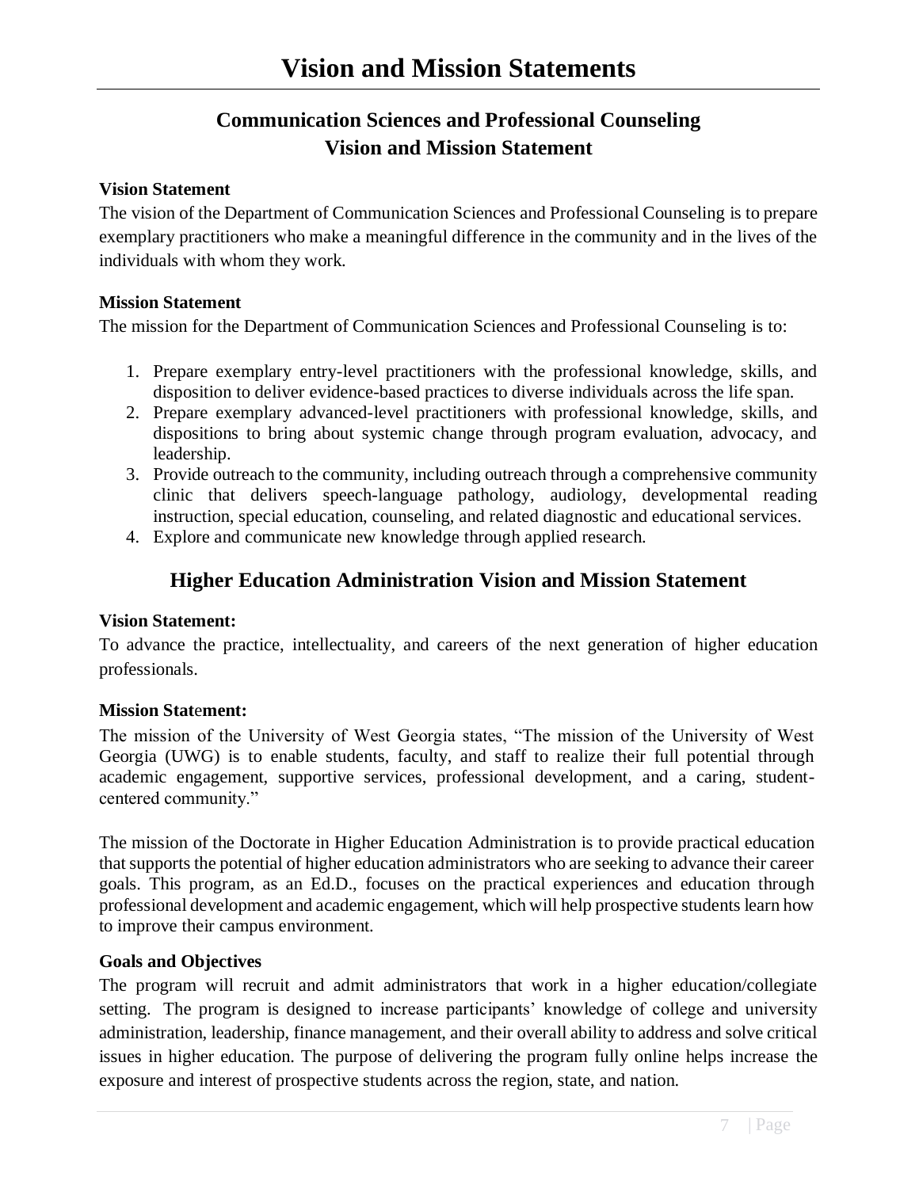# Vision and Mission Statements

## Communication Sciences and Professional Counseling Vision and Mission Statement

**Vision Statement**

The vision of the Department of Communication Sciences and Professional Counseling is to prepare exemplary practitioners who make a meaningful difference in the community and in the lives of the individuals with whom they work.

**Mission Statement**

The mission for the Department of Communication Sciences and Professional Counseling is to:

1. Prepare exemplary entry-level practitioners with the professional knowledge, skills, and disposition to deliver evidence-based practices to diverse individuals across the life span.
2. Prepare exemplary advanced-level practitioners with professional knowledge, skills, and dispositions to bring about systemic change through program evaluation, advocacy, and leadership.
3. Provide outreach to the community, including outreach through a comprehensive community clinic that delivers speech-language pathology, audiology, developmental reading instruction, special education, counseling, and related diagnostic and educational services.
4. Explore and communicate new knowledge through applied research.

## Higher Education Administration Vision and Mission Statement

**Vision Statement:**

To advance the practice, intellectuality, and careers of the next generation of higher education professionals.

**Mission Statement:**

The mission of the University of West Georgia states, "The mission of the University of West Georgia (UWG) is to enable students, faculty, and staff to realize their full potential through academic engagement, supportive services, professional development, and a caring, student-centered community."

The mission of the Doctorate in Higher Education Administration is to provide practical education that supports the potential of higher education administrators who are seeking to advance their career goals. This program, as an Ed.D., focuses on the practical experiences and education through professional development and academic engagement, which will help prospective students learn how to improve their campus environment.

**Goals and Objectives**

The program will recruit and admit administrators that work in a higher education/collegiate setting. The program is designed to increase participants' knowledge of college and university administration, leadership, finance management, and their overall ability to address and solve critical issues in higher education. The purpose of delivering the program fully online helps increase the exposure and interest of prospective students across the region, state, and nation.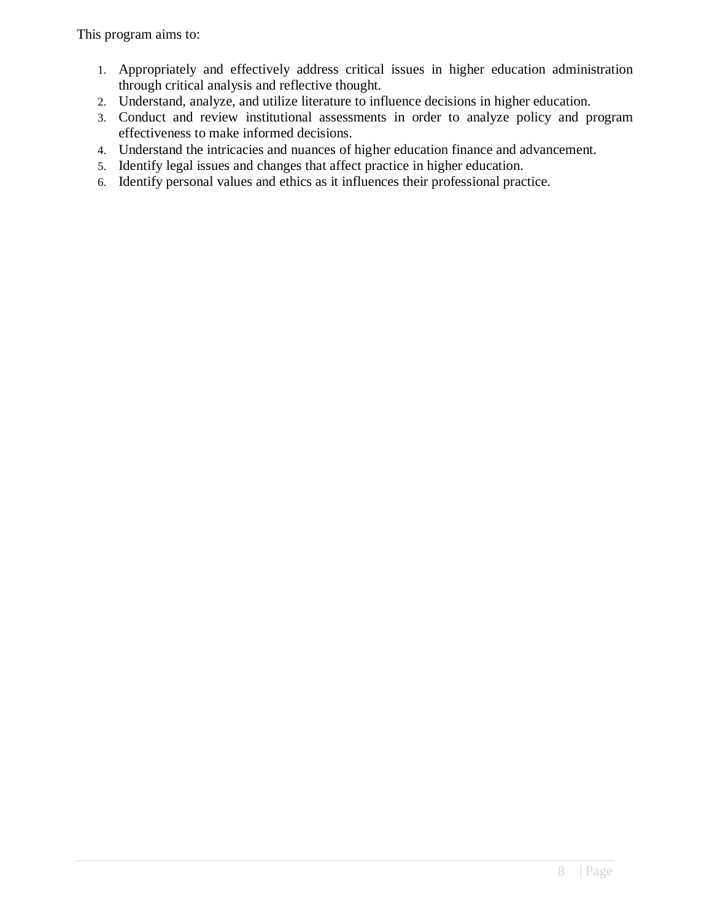This program aims to:

1. Appropriately and effectively address critical issues in higher education administration through critical analysis and reflective thought.
2. Understand, analyze, and utilize literature to influence decisions in higher education.
3. Conduct and review institutional assessments in order to analyze policy and program effectiveness to make informed decisions.
4. Understand the intricacies and nuances of higher education finance and advancement.
5. Identify legal issues and changes that affect practice in higher education.
6. Identify personal values and ethics as it influences their professional practice.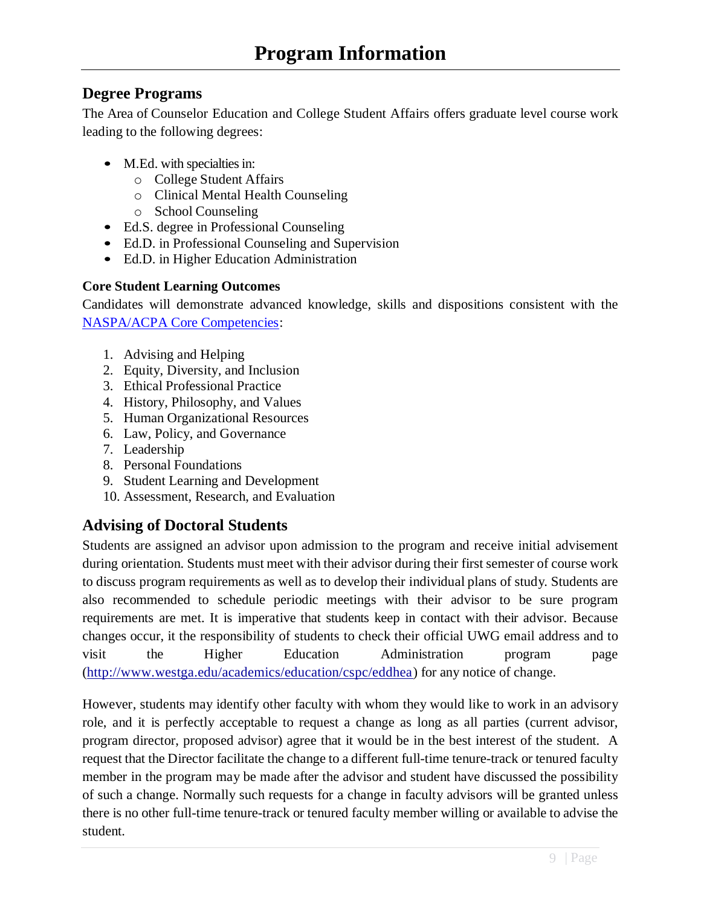# Program Information

## Degree Programs

The Area of Counselor Education and College Student Affairs offers graduate level course work leading to the following degrees:

- M.Ed. with specialties in:
  - College Student Affairs
  - Clinical Mental Health Counseling
  - School Counseling
- Ed.S. degree in Professional Counseling
- Ed.D. in Professional Counseling and Supervision
- Ed.D. in Higher Education Administration

### Core Student Learning Outcomes

Candidates will demonstrate advanced knowledge, skills and dispositions consistent with the [NASPA/ACPA Core Competencies]:

1. Advising and Helping
2. Equity, Diversity, and Inclusion
3. Ethical Professional Practice
4. History, Philosophy, and Values
5. Human Organizational Resources
6. Law, Policy, and Governance
7. Leadership
8. Personal Foundations
9. Student Learning and Development
10. Assessment, Research, and Evaluation

## Advising of Doctoral Students

Students are assigned an advisor upon admission to the program and receive initial advisement during orientation. Students must meet with their advisor during their first semester of course work to discuss program requirements as well as to develop their individual plans of study. Students are also recommended to schedule periodic meetings with their advisor to be sure program requirements are met. It is imperative that students keep in contact with their advisor. Because changes occur, it the responsibility of students to check their official UWG email address and to visit the Higher Education Administration program page (http://www.westga.edu/academics/education/cspc/eddhea) for any notice of change.

However, students may identify other faculty with whom they would like to work in an advisory role, and it is perfectly acceptable to request a change as long as all parties (current advisor, program director, proposed advisor) agree that it would be in the best interest of the student. A request that the Director facilitate the change to a different full-time tenure-track or tenured faculty member in the program may be made after the advisor and student have discussed the possibility of such a change. Normally such requests for a change in faculty advisors will be granted unless there is no other full-time tenure-track or tenured faculty member willing or available to advise the student.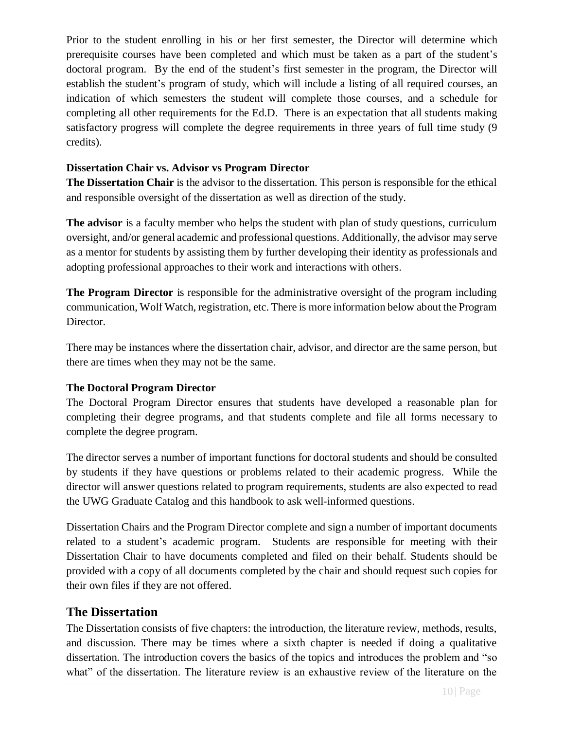Prior to the student enrolling in his or her first semester, the Director will determine which prerequisite courses have been completed and which must be taken as a part of the student's doctoral program. By the end of the student's first semester in the program, the Director will establish the student's program of study, which will include a listing of all required courses, an indication of which semesters the student will complete those courses, and a schedule for completing all other requirements for the Ed.D. There is an expectation that all students making satisfactory progress will complete the degree requirements in three years of full time study (9 credits).

**Dissertation Chair vs. Advisor vs Program Director**

**The Dissertation Chair** is the advisor to the dissertation. This person is responsible for the ethical and responsible oversight of the dissertation as well as direction of the study.

**The advisor** is a faculty member who helps the student with plan of study questions, curriculum oversight, and/or general academic and professional questions. Additionally, the advisor may serve as a mentor for students by assisting them by further developing their identity as professionals and adopting professional approaches to their work and interactions with others.

**The Program Director** is responsible for the administrative oversight of the program including communication, Wolf Watch, registration, etc. There is more information below about the Program Director.

There may be instances where the dissertation chair, advisor, and director are the same person, but there are times when they may not be the same.

**The Doctoral Program Director**

The Doctoral Program Director ensures that students have developed a reasonable plan for completing their degree programs, and that students complete and file all forms necessary to complete the degree program.

The director serves a number of important functions for doctoral students and should be consulted by students if they have questions or problems related to their academic progress. While the director will answer questions related to program requirements, students are also expected to read the UWG Graduate Catalog and this handbook to ask well-informed questions.

Dissertation Chairs and the Program Director complete and sign a number of important documents related to a student's academic program. Students are responsible for meeting with their Dissertation Chair to have documents completed and filed on their behalf. Students should be provided with a copy of all documents completed by the chair and should request such copies for their own files if they are not offered.

## The Dissertation

The Dissertation consists of five chapters: the introduction, the literature review, methods, results, and discussion. There may be times where a sixth chapter is needed if doing a qualitative dissertation. The introduction covers the basics of the topics and introduces the problem and "so what" of the dissertation. The literature review is an exhaustive review of the literature on the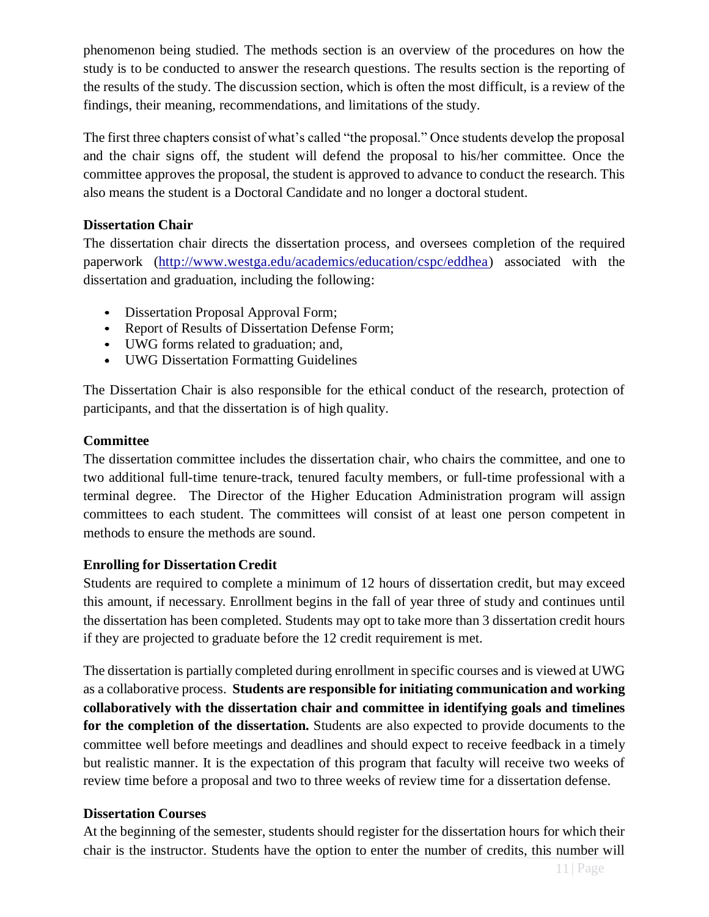phenomenon being studied. The methods section is an overview of the procedures on how the study is to be conducted to answer the research questions. The results section is the reporting of the results of the study. The discussion section, which is often the most difficult, is a review of the findings, their meaning, recommendations, and limitations of the study.

The first three chapters consist of what's called "the proposal." Once students develop the proposal and the chair signs off, the student will defend the proposal to his/her committee. Once the committee approves the proposal, the student is approved to advance to conduct the research. This also means the student is a Doctoral Candidate and no longer a doctoral student.

**Dissertation Chair**

The dissertation chair directs the dissertation process, and oversees completion of the required paperwork (http://www.westga.edu/academics/education/cspc/eddhea) associated with the dissertation and graduation, including the following:

- Dissertation Proposal Approval Form;
- Report of Results of Dissertation Defense Form;
- UWG forms related to graduation; and,
- UWG Dissertation Formatting Guidelines

The Dissertation Chair is also responsible for the ethical conduct of the research, protection of participants, and that the dissertation is of high quality.

**Committee**

The dissertation committee includes the dissertation chair, who chairs the committee, and one to two additional full-time tenure-track, tenured faculty members, or full-time professional with a terminal degree. The Director of the Higher Education Administration program will assign committees to each student. The committees will consist of at least one person competent in methods to ensure the methods are sound.

**Enrolling for Dissertation Credit**

Students are required to complete a minimum of 12 hours of dissertation credit, but may exceed this amount, if necessary. Enrollment begins in the fall of year three of study and continues until the dissertation has been completed. Students may opt to take more than 3 dissertation credit hours if they are projected to graduate before the 12 credit requirement is met.

The dissertation is partially completed during enrollment in specific courses and is viewed at UWG as a collaborative process. **Students are responsible for initiating communication and working collaboratively with the dissertation chair and committee in identifying goals and timelines for the completion of the dissertation.** Students are also expected to provide documents to the committee well before meetings and deadlines and should expect to receive feedback in a timely but realistic manner. It is the expectation of this program that faculty will receive two weeks of review time before a proposal and two to three weeks of review time for a dissertation defense.

**Dissertation Courses**

At the beginning of the semester, students should register for the dissertation hours for which their chair is the instructor. Students have the option to enter the number of credits, this number will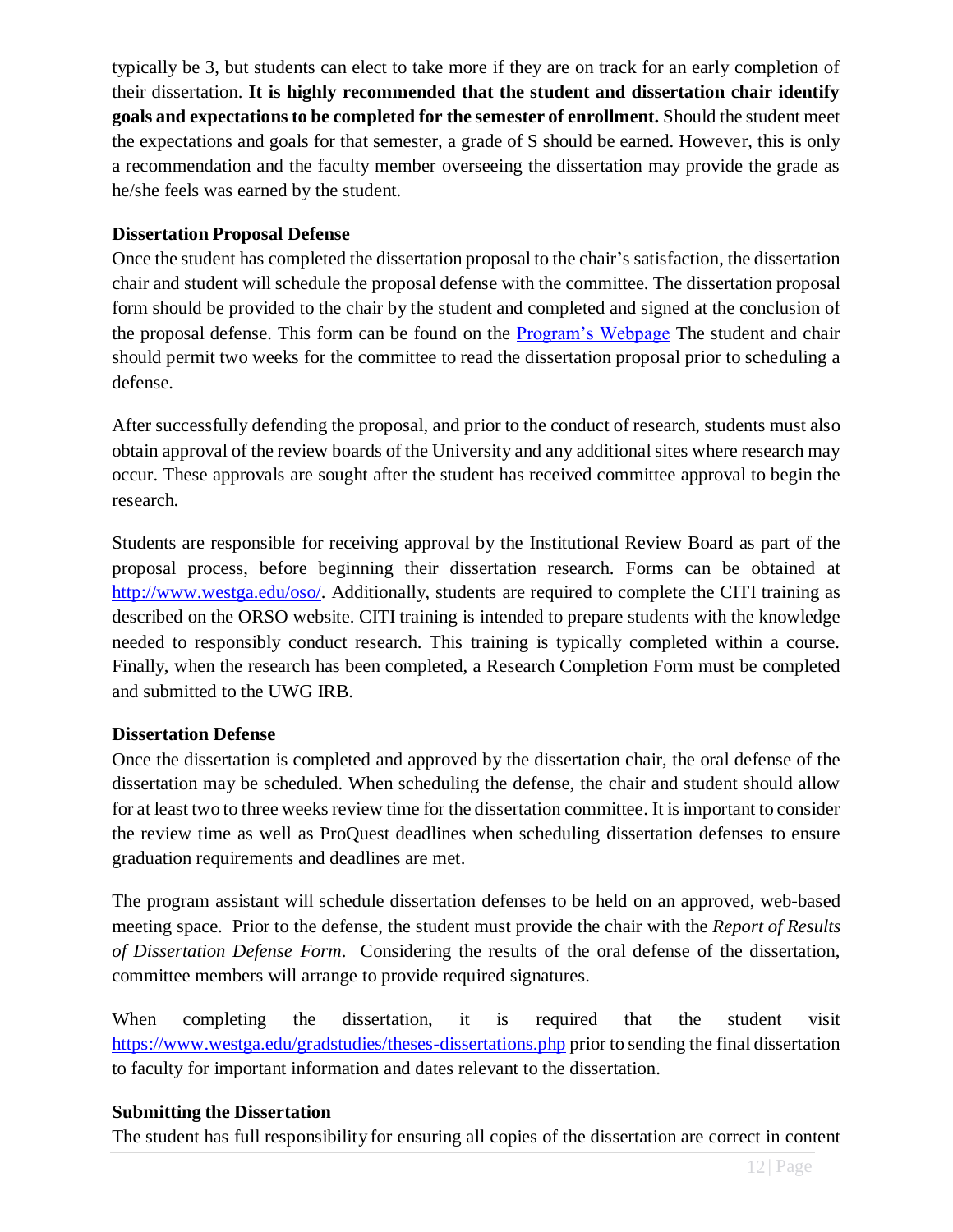typically be 3, but students can elect to take more if they are on track for an early completion of their dissertation. **It is highly recommended that the student and dissertation chair identify goals and expectations to be completed for the semester of enrollment.** Should the student meet the expectations and goals for that semester, a grade of S should be earned. However, this is only a recommendation and the faculty member overseeing the dissertation may provide the grade as he/she feels was earned by the student.

**Dissertation Proposal Defense**

Once the student has completed the dissertation proposal to the chair's satisfaction, the dissertation chair and student will schedule the proposal defense with the committee. The dissertation proposal form should be provided to the chair by the student and completed and signed at the conclusion of the proposal defense. This form can be found on the [Program's Webpage]() The student and chair should permit two weeks for the committee to read the dissertation proposal prior to scheduling a defense.

After successfully defending the proposal, and prior to the conduct of research, students must also obtain approval of the review boards of the University and any additional sites where research may occur. These approvals are sought after the student has received committee approval to begin the research.

Students are responsible for receiving approval by the Institutional Review Board as part of the proposal process, before beginning their dissertation research. Forms can be obtained at http://www.westga.edu/oso/. Additionally, students are required to complete the CITI training as described on the ORSO website. CITI training is intended to prepare students with the knowledge needed to responsibly conduct research. This training is typically completed within a course. Finally, when the research has been completed, a Research Completion Form must be completed and submitted to the UWG IRB.

**Dissertation Defense**

Once the dissertation is completed and approved by the dissertation chair, the oral defense of the dissertation may be scheduled. When scheduling the defense, the chair and student should allow for at least two to three weeks review time for the dissertation committee. It is important to consider the review time as well as ProQuest deadlines when scheduling dissertation defenses to ensure graduation requirements and deadlines are met.

The program assistant will schedule dissertation defenses to be held on an approved, web-based meeting space. Prior to the defense, the student must provide the chair with the *Report of Results of Dissertation Defense Form*. Considering the results of the oral defense of the dissertation, committee members will arrange to provide required signatures.

When completing the dissertation, it is required that the student visit https://www.westga.edu/gradstudies/theses-dissertations.php prior to sending the final dissertation to faculty for important information and dates relevant to the dissertation.

**Submitting the Dissertation**

The student has full responsibility for ensuring all copies of the dissertation are correct in content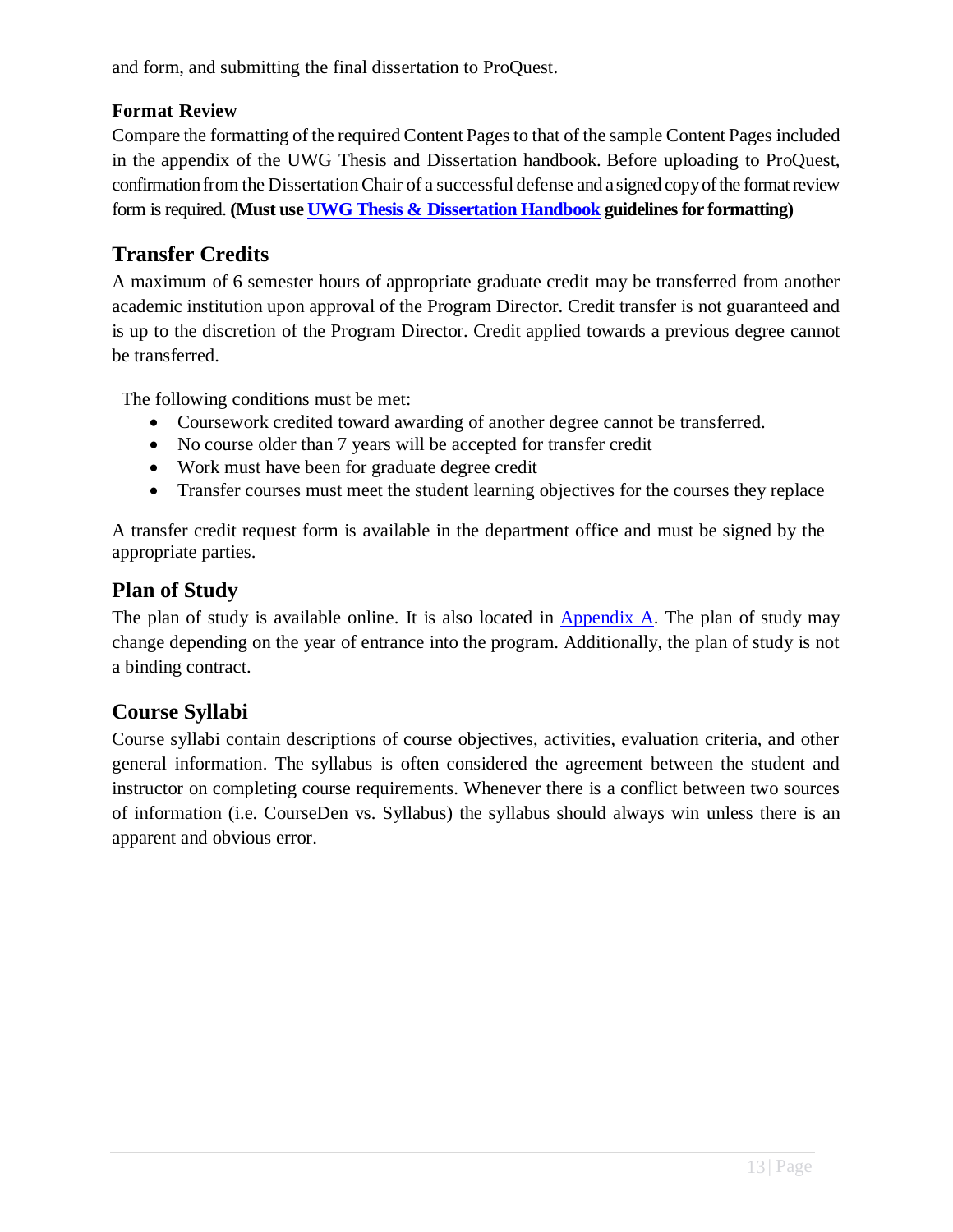and form, and submitting the final dissertation to ProQuest.

### Format Review

Compare the formatting of the required Content Pages to that of the sample Content Pages included in the appendix of the UWG Thesis and Dissertation handbook. Before uploading to ProQuest, confirmation from the Dissertation Chair of a successful defense and a signed copy of the format review form is required. **(Must use UWG Thesis & Dissertation Handbook guidelines for formatting)**

## Transfer Credits

A maximum of 6 semester hours of appropriate graduate credit may be transferred from another academic institution upon approval of the Program Director. Credit transfer is not guaranteed and is up to the discretion of the Program Director. Credit applied towards a previous degree cannot be transferred.

The following conditions must be met:

- Coursework credited toward awarding of another degree cannot be transferred.
- No course older than 7 years will be accepted for transfer credit
- Work must have been for graduate degree credit
- Transfer courses must meet the student learning objectives for the courses they replace

A transfer credit request form is available in the department office and must be signed by the appropriate parties.

## Plan of Study

The plan of study is available online. It is also located in Appendix A. The plan of study may change depending on the year of entrance into the program. Additionally, the plan of study is not a binding contract.

## Course Syllabi

Course syllabi contain descriptions of course objectives, activities, evaluation criteria, and other general information. The syllabus is often considered the agreement between the student and instructor on completing course requirements. Whenever there is a conflict between two sources of information (i.e. CourseDen vs. Syllabus) the syllabus should always win unless there is an apparent and obvious error.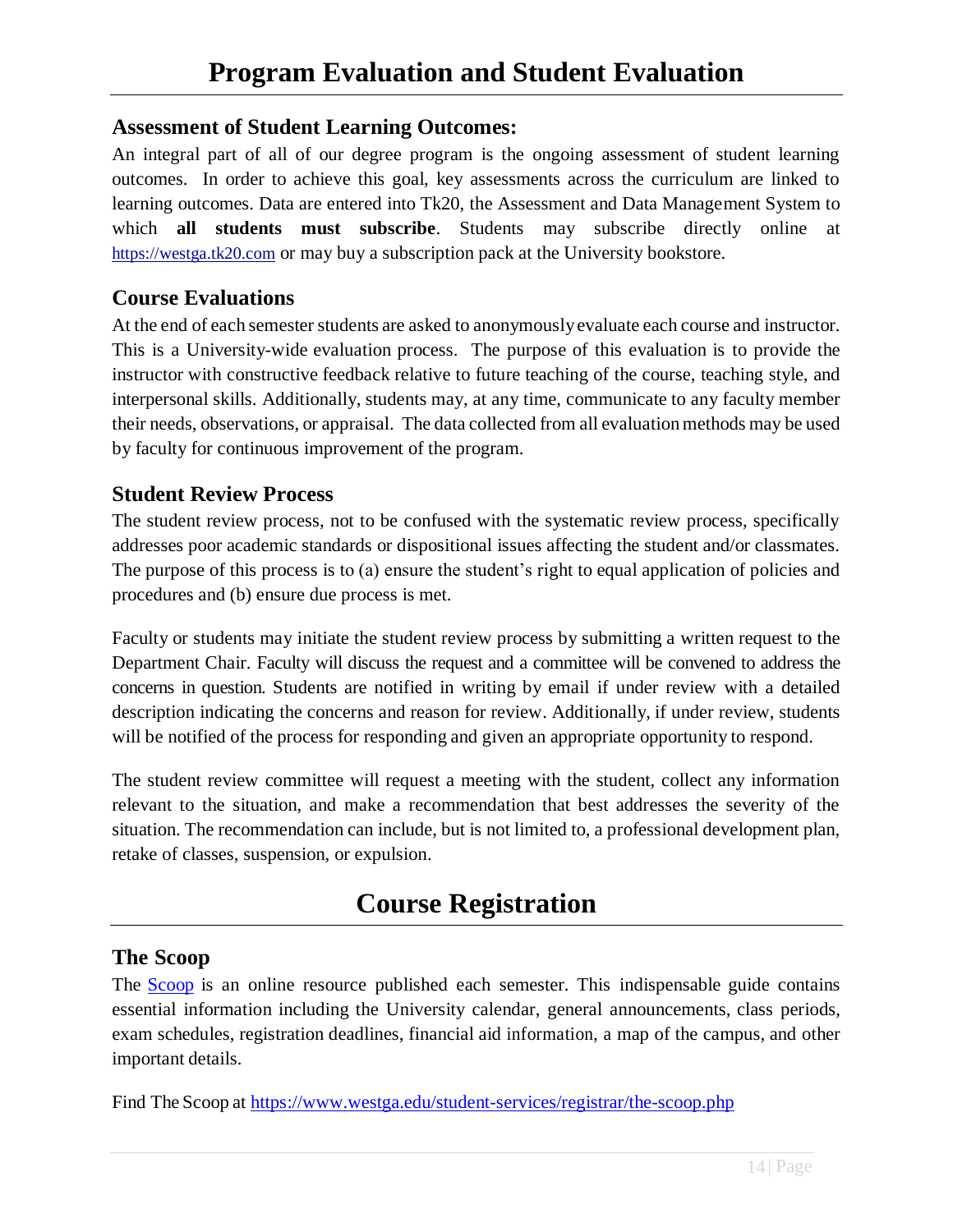# Program Evaluation and Student Evaluation

## Assessment of Student Learning Outcomes:

An integral part of all of our degree program is the ongoing assessment of student learning outcomes. In order to achieve this goal, key assessments across the curriculum are linked to learning outcomes. Data are entered into Tk20, the Assessment and Data Management System to which **all students must subscribe**. Students may subscribe directly online at https://westga.tk20.com or may buy a subscription pack at the University bookstore.

## Course Evaluations

At the end of each semester students are asked to anonymously evaluate each course and instructor. This is a University-wide evaluation process. The purpose of this evaluation is to provide the instructor with constructive feedback relative to future teaching of the course, teaching style, and interpersonal skills. Additionally, students may, at any time, communicate to any faculty member their needs, observations, or appraisal. The data collected from all evaluation methods may be used by faculty for continuous improvement of the program.

## Student Review Process

The student review process, not to be confused with the systematic review process, specifically addresses poor academic standards or dispositional issues affecting the student and/or classmates. The purpose of this process is to (a) ensure the student's right to equal application of policies and procedures and (b) ensure due process is met.

Faculty or students may initiate the student review process by submitting a written request to the Department Chair. Faculty will discuss the request and a committee will be convened to address the concerns in question. Students are notified in writing by email if under review with a detailed description indicating the concerns and reason for review. Additionally, if under review, students will be notified of the process for responding and given an appropriate opportunity to respond.

The student review committee will request a meeting with the student, collect any information relevant to the situation, and make a recommendation that best addresses the severity of the situation. The recommendation can include, but is not limited to, a professional development plan, retake of classes, suspension, or expulsion.

# Course Registration

## The Scoop

The Scoop is an online resource published each semester. This indispensable guide contains essential information including the University calendar, general announcements, class periods, exam schedules, registration deadlines, financial aid information, a map of the campus, and other important details.

Find The Scoop at https://www.westga.edu/student-services/registrar/the-scoop.php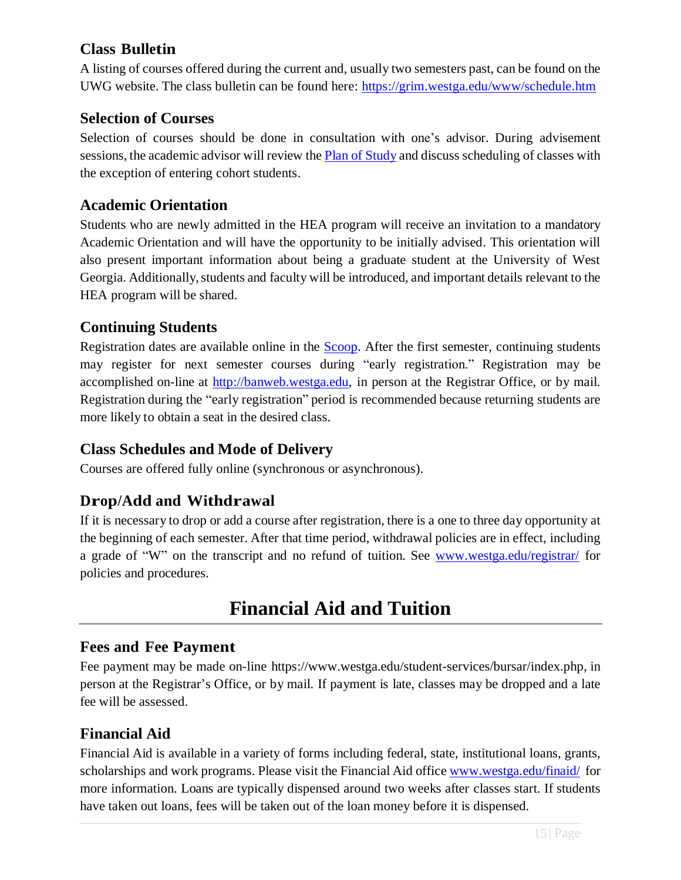### Class Bulletin

A listing of courses offered during the current and, usually two semesters past, can be found on the UWG website. The class bulletin can be found here: [https://grim.westga.edu/www/schedule.htm](https://grim.westga.edu/www/schedule.htm)

### Selection of Courses

Selection of courses should be done in consultation with one's advisor. During advisement sessions, the academic advisor will review the [Plan of Study]() and discuss scheduling of classes with the exception of entering cohort students.

### Academic Orientation

Students who are newly admitted in the HEA program will receive an invitation to a mandatory Academic Orientation and will have the opportunity to be initially advised. This orientation will also present important information about being a graduate student at the University of West Georgia. Additionally, students and faculty will be introduced, and important details relevant to the HEA program will be shared.

### Continuing Students

Registration dates are available online in the [Scoop](). After the first semester, continuing students may register for next semester courses during "early registration." Registration may be accomplished on-line at [http://banweb.westga.edu](http://banweb.westga.edu), in person at the Registrar Office, or by mail. Registration during the "early registration" period is recommended because returning students are more likely to obtain a seat in the desired class.

### Class Schedules and Mode of Delivery

Courses are offered fully online (synchronous or asynchronous).

### Drop/Add and Withdrawal

If it is necessary to drop or add a course after registration, there is a one to three day opportunity at the beginning of each semester. After that time period, withdrawal policies are in effect, including a grade of "W" on the transcript and no refund of tuition. See [www.westga.edu/registrar/](www.westga.edu/registrar/) for policies and procedures.

## Financial Aid and Tuition

### Fees and Fee Payment

Fee payment may be made on-line https://www.westga.edu/student-services/bursar/index.php, in person at the Registrar's Office, or by mail. If payment is late, classes may be dropped and a late fee will be assessed.

### Financial Aid

Financial Aid is available in a variety of forms including federal, state, institutional loans, grants, scholarships and work programs. Please visit the Financial Aid office [www.westga.edu/finaid/](www.westga.edu/finaid/) for more information. Loans are typically dispensed around two weeks after classes start. If students have taken out loans, fees will be taken out of the loan money before it is dispensed.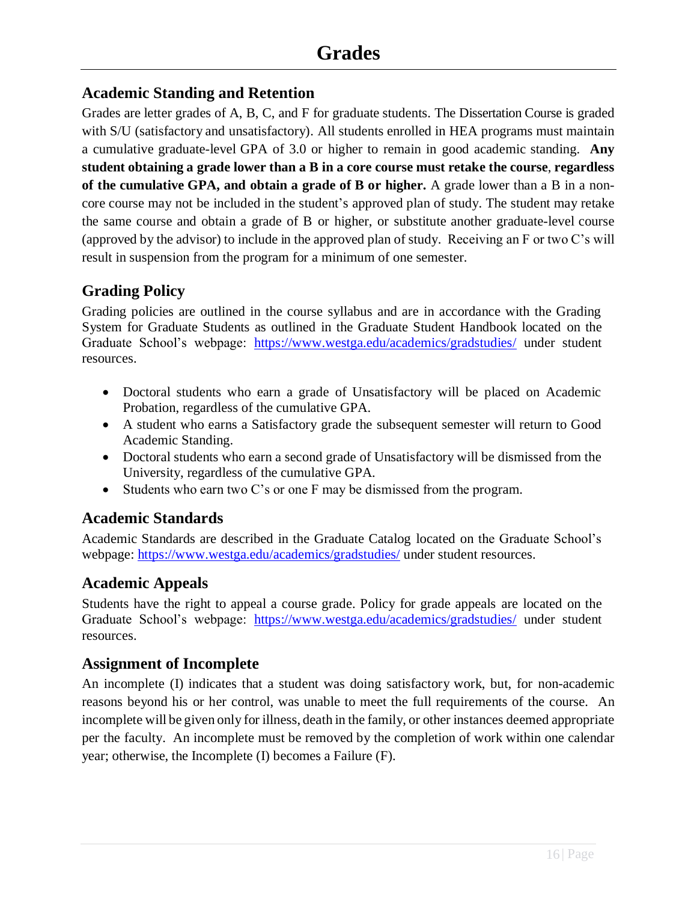# Grades

## Academic Standing and Retention

Grades are letter grades of A, B, C, and F for graduate students. The Dissertation Course is graded with S/U (satisfactory and unsatisfactory). All students enrolled in HEA programs must maintain a cumulative graduate-level GPA of 3.0 or higher to remain in good academic standing. **Any student obtaining a grade lower than a B in a core course must retake the course**, **regardless of the cumulative GPA, and obtain a grade of B or higher.** A grade lower than a B in a non-core course may not be included in the student's approved plan of study. The student may retake the same course and obtain a grade of B or higher, or substitute another graduate-level course (approved by the advisor) to include in the approved plan of study. Receiving an F or two C's will result in suspension from the program for a minimum of one semester.

## Grading Policy

Grading policies are outlined in the course syllabus and are in accordance with the Grading System for Graduate Students as outlined in the Graduate Student Handbook located on the Graduate School's webpage: https://www.westga.edu/academics/gradstudies/ under student resources.

- Doctoral students who earn a grade of Unsatisfactory will be placed on Academic Probation, regardless of the cumulative GPA.
- A student who earns a Satisfactory grade the subsequent semester will return to Good Academic Standing.
- Doctoral students who earn a second grade of Unsatisfactory will be dismissed from the University, regardless of the cumulative GPA.
- Students who earn two C's or one F may be dismissed from the program.

## Academic Standards

Academic Standards are described in the Graduate Catalog located on the Graduate School's webpage: https://www.westga.edu/academics/gradstudies/ under student resources.

## Academic Appeals

Students have the right to appeal a course grade. Policy for grade appeals are located on the Graduate School's webpage: https://www.westga.edu/academics/gradstudies/ under student resources.

## Assignment of Incomplete

An incomplete (I) indicates that a student was doing satisfactory work, but, for non-academic reasons beyond his or her control, was unable to meet the full requirements of the course. An incomplete will be given only for illness, death in the family, or other instances deemed appropriate per the faculty. An incomplete must be removed by the completion of work within one calendar year; otherwise, the Incomplete (I) becomes a Failure (F).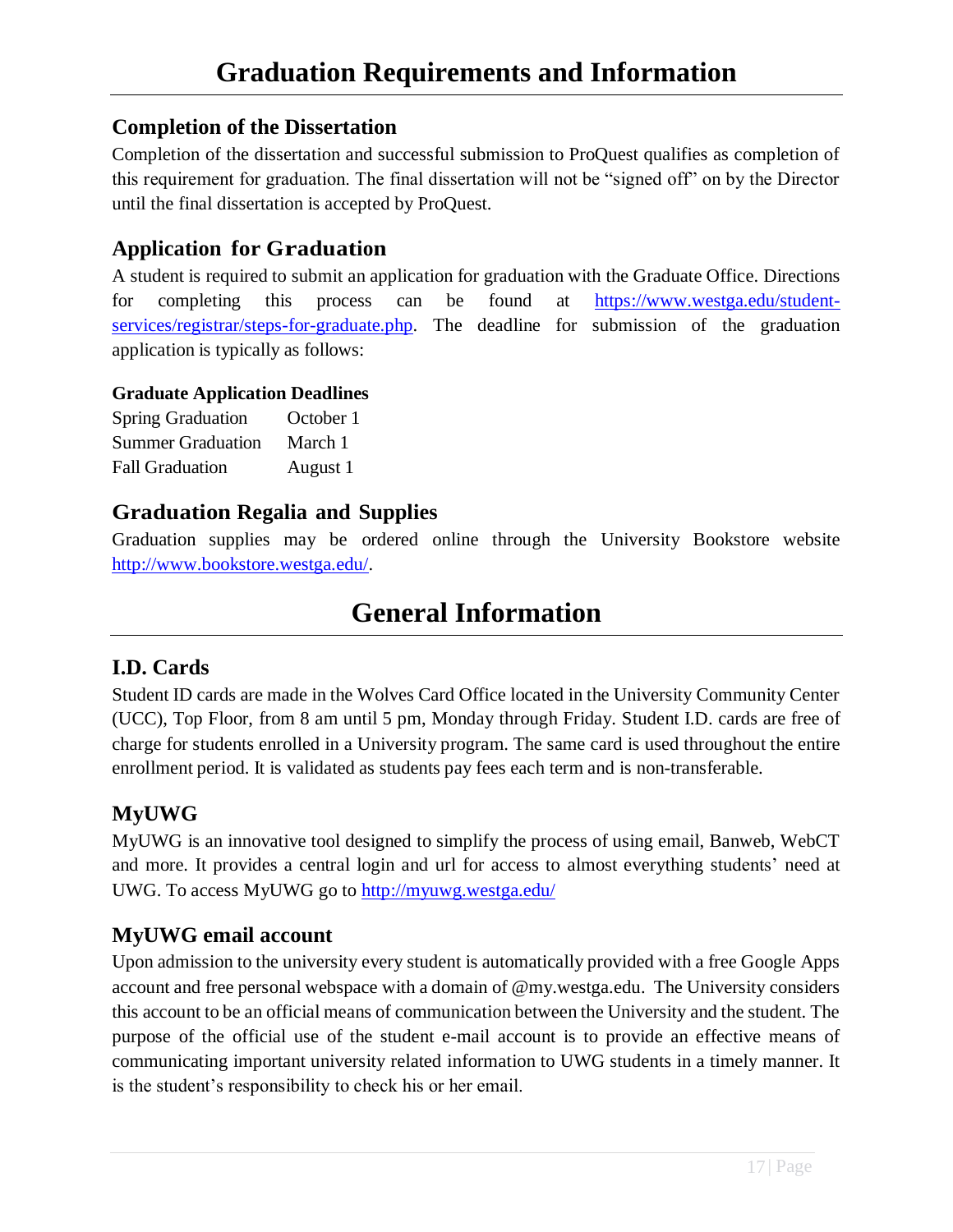# Graduation Requirements and Information

## Completion of the Dissertation

Completion of the dissertation and successful submission to ProQuest qualifies as completion of this requirement for graduation. The final dissertation will not be "signed off" on by the Director until the final dissertation is accepted by ProQuest.

## Application for Graduation

A student is required to submit an application for graduation with the Graduate Office. Directions for completing this process can be found at https://www.westga.edu/student-services/registrar/steps-for-graduate.php. The deadline for submission of the graduation application is typically as follows:

**Graduate Application Deadlines**

| | |
|---|---|
| Spring Graduation | October 1 |
| Summer Graduation | March 1 |
| Fall Graduation | August 1 |

## Graduation Regalia and Supplies

Graduation supplies may be ordered online through the University Bookstore website http://www.bookstore.westga.edu/.

# General Information

## I.D. Cards

Student ID cards are made in the Wolves Card Office located in the University Community Center (UCC), Top Floor, from 8 am until 5 pm, Monday through Friday. Student I.D. cards are free of charge for students enrolled in a University program. The same card is used throughout the entire enrollment period. It is validated as students pay fees each term and is non-transferable.

## MyUWG

MyUWG is an innovative tool designed to simplify the process of using email, Banweb, WebCT and more. It provides a central login and url for access to almost everything students' need at UWG. To access MyUWG go to http://myuwg.westga.edu/

## MyUWG email account

Upon admission to the university every student is automatically provided with a free Google Apps account and free personal webspace with a domain of @my.westga.edu. The University considers this account to be an official means of communication between the University and the student. The purpose of the official use of the student e-mail account is to provide an effective means of communicating important university related information to UWG students in a timely manner. It is the student's responsibility to check his or her email.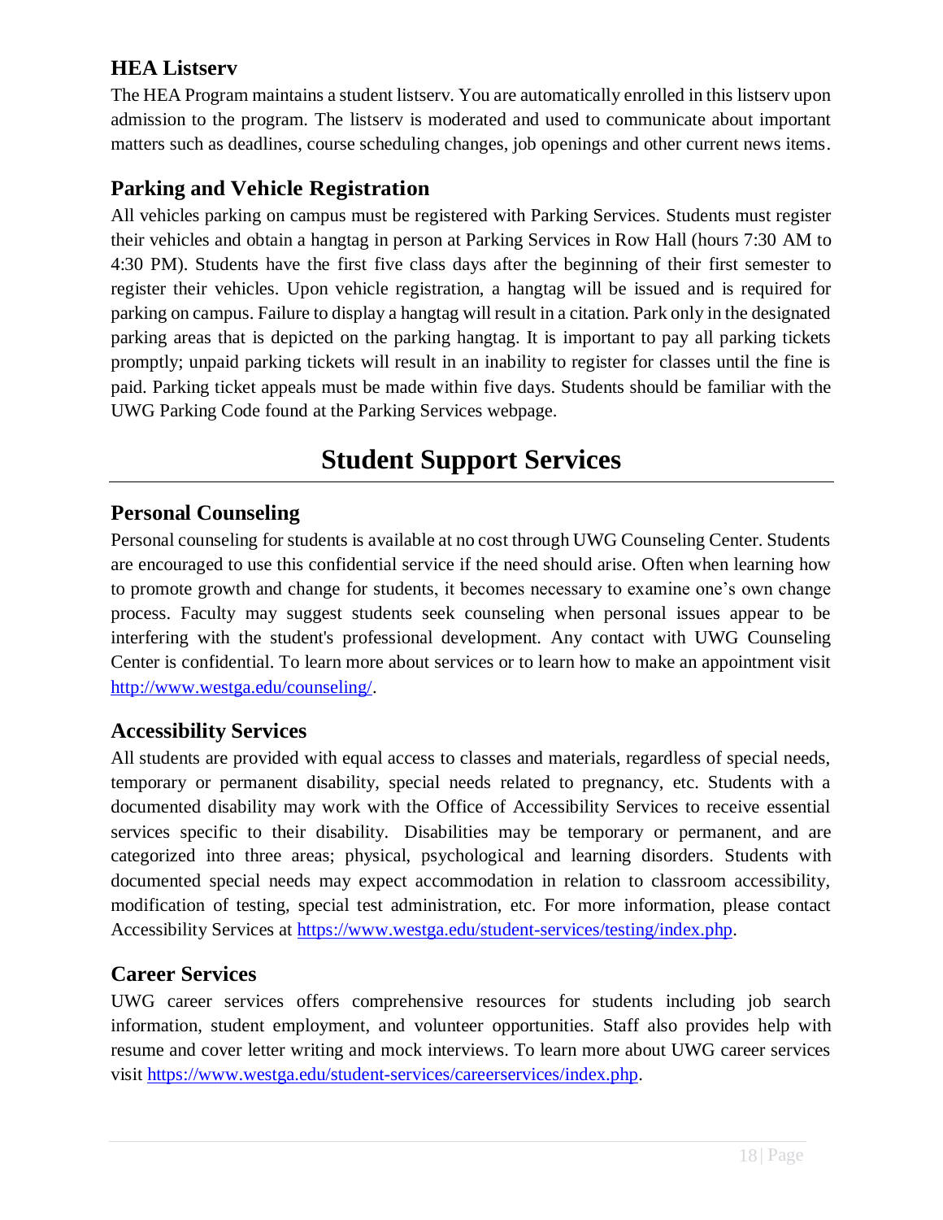### HEA Listserv

The HEA Program maintains a student listserv. You are automatically enrolled in this listserv upon admission to the program. The listserv is moderated and used to communicate about important matters such as deadlines, course scheduling changes, job openings and other current news items.

### Parking and Vehicle Registration

All vehicles parking on campus must be registered with Parking Services. Students must register their vehicles and obtain a hangtag in person at Parking Services in Row Hall (hours 7:30 AM to 4:30 PM). Students have the first five class days after the beginning of their first semester to register their vehicles. Upon vehicle registration, a hangtag will be issued and is required for parking on campus. Failure to display a hangtag will result in a citation. Park only in the designated parking areas that is depicted on the parking hangtag. It is important to pay all parking tickets promptly; unpaid parking tickets will result in an inability to register for classes until the fine is paid. Parking ticket appeals must be made within five days. Students should be familiar with the UWG Parking Code found at the Parking Services webpage.

## Student Support Services

### Personal Counseling

Personal counseling for students is available at no cost through UWG Counseling Center. Students are encouraged to use this confidential service if the need should arise. Often when learning how to promote growth and change for students, it becomes necessary to examine one's own change process. Faculty may suggest students seek counseling when personal issues appear to be interfering with the student's professional development. Any contact with UWG Counseling Center is confidential. To learn more about services or to learn how to make an appointment visit http://www.westga.edu/counseling/.

### Accessibility Services

All students are provided with equal access to classes and materials, regardless of special needs, temporary or permanent disability, special needs related to pregnancy, etc. Students with a documented disability may work with the Office of Accessibility Services to receive essential services specific to their disability. Disabilities may be temporary or permanent, and are categorized into three areas; physical, psychological and learning disorders. Students with documented special needs may expect accommodation in relation to classroom accessibility, modification of testing, special test administration, etc. For more information, please contact Accessibility Services at https://www.westga.edu/student-services/testing/index.php.

### Career Services

UWG career services offers comprehensive resources for students including job search information, student employment, and volunteer opportunities. Staff also provides help with resume and cover letter writing and mock interviews. To learn more about UWG career services visit https://www.westga.edu/student-services/careerservices/index.php.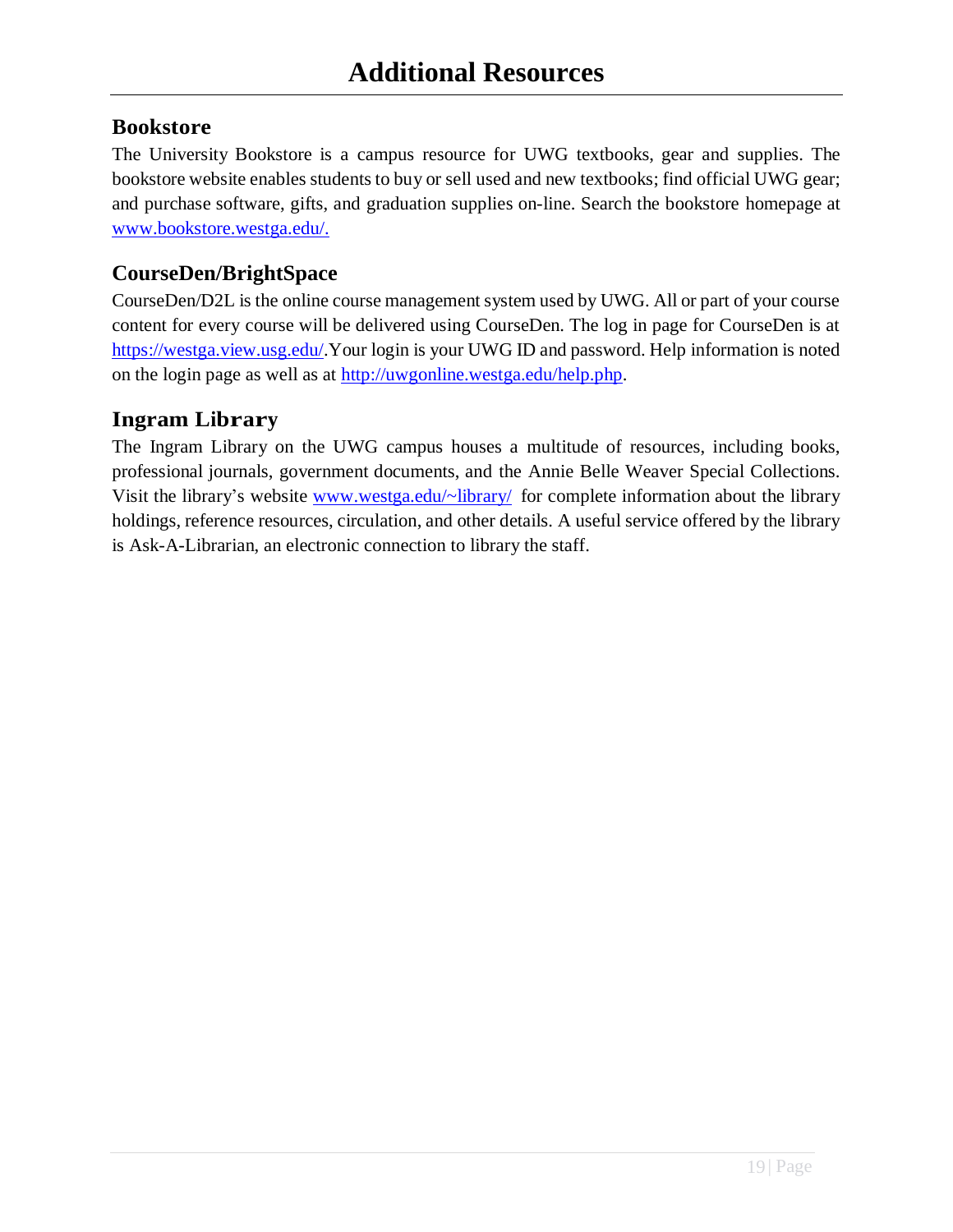# Additional Resources

## Bookstore

The University Bookstore is a campus resource for UWG textbooks, gear and supplies. The bookstore website enables students to buy or sell used and new textbooks; find official UWG gear; and purchase software, gifts, and graduation supplies on-line. Search the bookstore homepage at [www.bookstore.westga.edu/.](www.bookstore.westga.edu/)

## CourseDen/BrightSpace

CourseDen/D2L is the online course management system used by UWG. All or part of your course content for every course will be delivered using CourseDen. The log in page for CourseDen is at [https://westga.view.usg.edu/](https://westga.view.usg.edu/).Your login is your UWG ID and password. Help information is noted on the login page as well as at [http://uwgonline.westga.edu/help.php](http://uwgonline.westga.edu/help.php).

## Ingram Library

The Ingram Library on the UWG campus houses a multitude of resources, including books, professional journals, government documents, and the Annie Belle Weaver Special Collections. Visit the library's website [www.westga.edu/~library/](www.westga.edu/~library/) for complete information about the library holdings, reference resources, circulation, and other details. A useful service offered by the library is Ask-A-Librarian, an electronic connection to library the staff.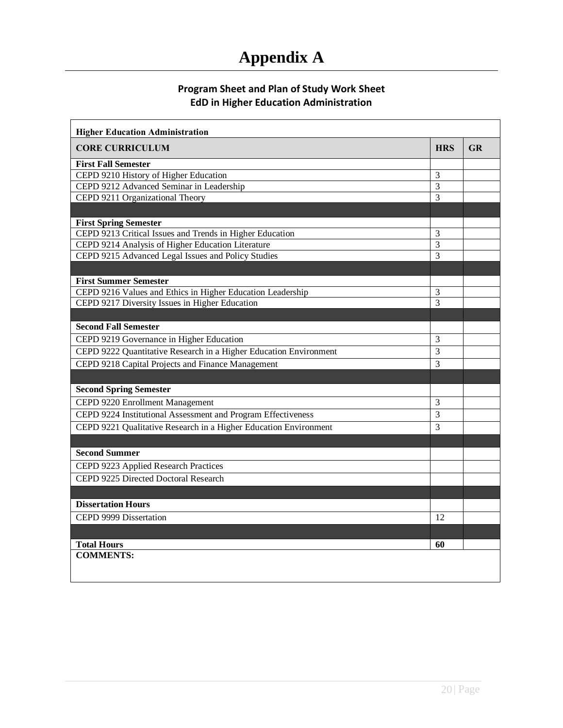# Appendix A

## Program Sheet and Plan of Study Work Sheet
## EdD in Higher Education Administration

| Higher Education Administration | | |
|---|---|---|
| **CORE CURRICULUM** | **HRS** | **GR** |
| **First Fall Semester** | | |
| CEPD 9210 History of Higher Education | 3 | |
| CEPD 9212 Advanced Seminar in Leadership | 3 | |
| CEPD 9211 Organizational Theory | 3 | |
| | | |
| **First Spring Semester** | | |
| CEPD 9213 Critical Issues and Trends in Higher Education | 3 | |
| CEPD 9214 Analysis of Higher Education Literature | 3 | |
| CEPD 9215 Advanced Legal Issues and Policy Studies | 3 | |
| | | |
| **First Summer Semester** | | |
| CEPD 9216 Values and Ethics in Higher Education Leadership | 3 | |
| CEPD 9217 Diversity Issues in Higher Education | 3 | |
| | | |
| **Second Fall Semester** | | |
| CEPD 9219 Governance in Higher Education | 3 | |
| CEPD 9222 Quantitative Research in a Higher Education Environment | 3 | |
| CEPD 9218 Capital Projects and Finance Management | 3 | |
| | | |
| **Second Spring Semester** | | |
| CEPD 9220 Enrollment Management | 3 | |
| CEPD 9224 Institutional Assessment and Program Effectiveness | 3 | |
| CEPD 9221 Qualitative Research in a Higher Education Environment | 3 | |
| | | |
| **Second Summer** | | |
| CEPD 9223 Applied Research Practices | | |
| CEPD 9225 Directed Doctoral Research | | |
| | | |
| **Dissertation Hours** | | |
| CEPD 9999 Dissertation | 12 | |
| | | |
| **Total Hours** | **60** | |
| **COMMENTS:** | | |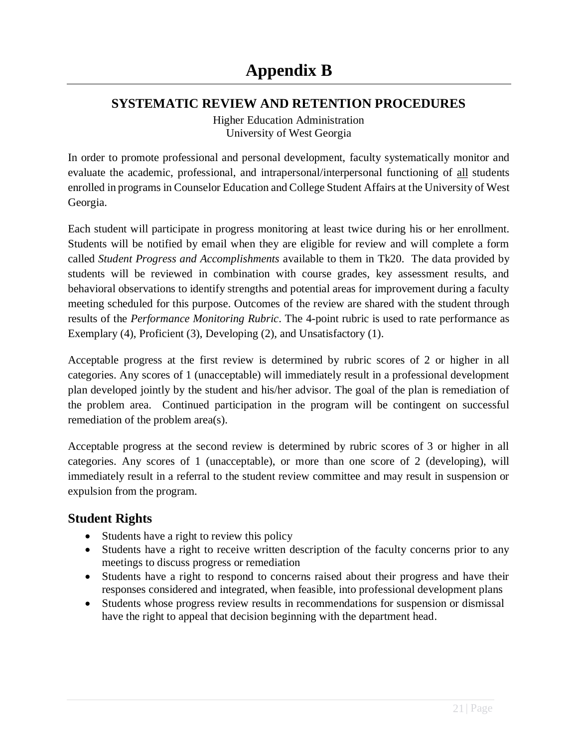# Appendix B

## SYSTEMATIC REVIEW AND RETENTION PROCEDURES

Higher Education Administration
University of West Georgia

In order to promote professional and personal development, faculty systematically monitor and evaluate the academic, professional, and intrapersonal/interpersonal functioning of <u>all</u> students enrolled in programs in Counselor Education and College Student Affairs at the University of West Georgia.

Each student will participate in progress monitoring at least twice during his or her enrollment. Students will be notified by email when they are eligible for review and will complete a form called *Student Progress and Accomplishments* available to them in Tk20. The data provided by students will be reviewed in combination with course grades, key assessment results, and behavioral observations to identify strengths and potential areas for improvement during a faculty meeting scheduled for this purpose. Outcomes of the review are shared with the student through results of the *Performance Monitoring Rubric*. The 4-point rubric is used to rate performance as Exemplary (4), Proficient (3), Developing (2), and Unsatisfactory (1).

Acceptable progress at the first review is determined by rubric scores of 2 or higher in all categories. Any scores of 1 (unacceptable) will immediately result in a professional development plan developed jointly by the student and his/her advisor. The goal of the plan is remediation of the problem area. Continued participation in the program will be contingent on successful remediation of the problem area(s).

Acceptable progress at the second review is determined by rubric scores of 3 or higher in all categories. Any scores of 1 (unacceptable), or more than one score of 2 (developing), will immediately result in a referral to the student review committee and may result in suspension or expulsion from the program.

### Student Rights

- Students have a right to review this policy
- Students have a right to receive written description of the faculty concerns prior to any meetings to discuss progress or remediation
- Students have a right to respond to concerns raised about their progress and have their responses considered and integrated, when feasible, into professional development plans
- Students whose progress review results in recommendations for suspension or dismissal have the right to appeal that decision beginning with the department head.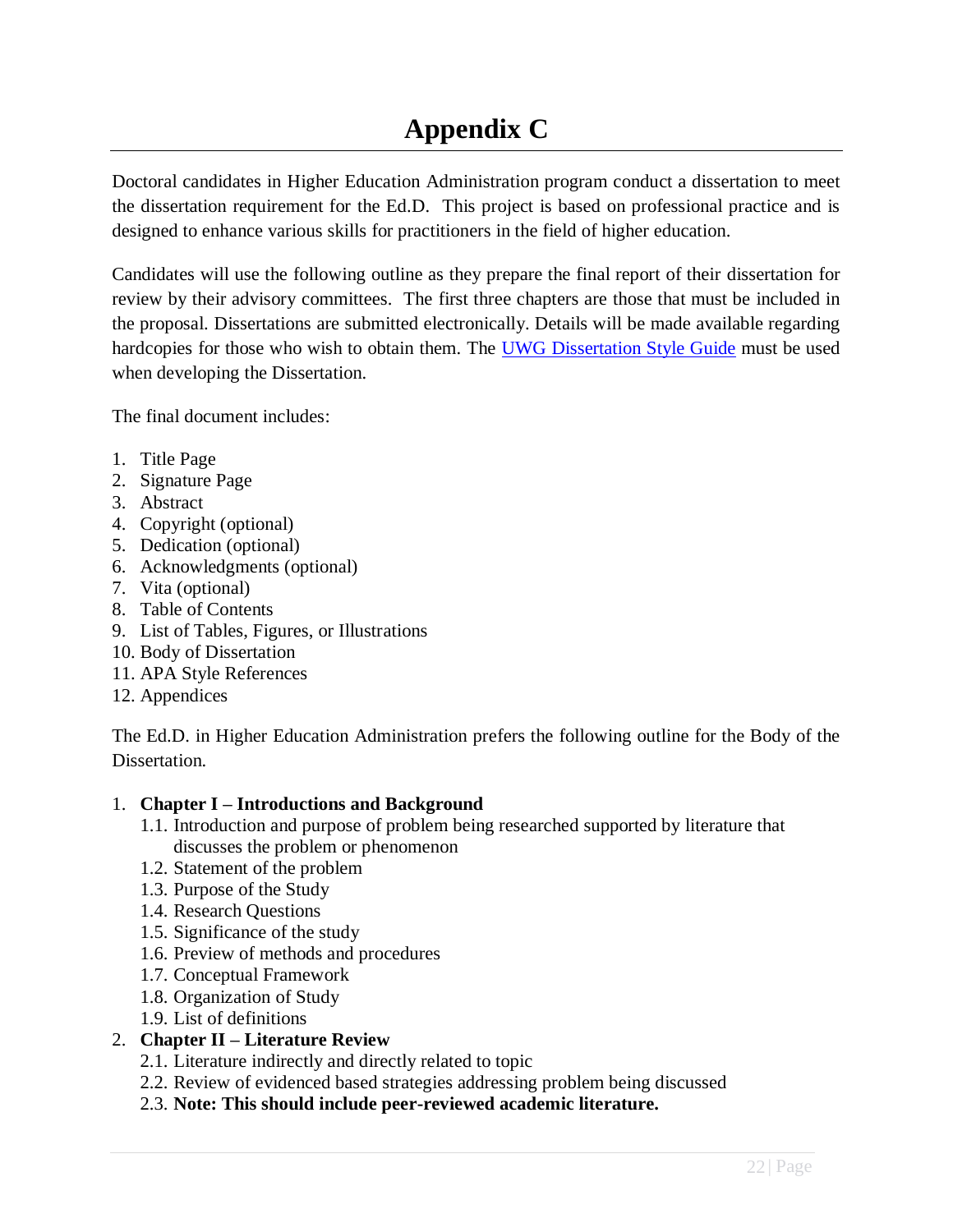# Appendix C

Doctoral candidates in Higher Education Administration program conduct a dissertation to meet the dissertation requirement for the Ed.D. This project is based on professional practice and is designed to enhance various skills for practitioners in the field of higher education.

Candidates will use the following outline as they prepare the final report of their dissertation for review by their advisory committees. The first three chapters are those that must be included in the proposal. Dissertations are submitted electronically. Details will be made available regarding hardcopies for those who wish to obtain them. The UWG Dissertation Style Guide must be used when developing the Dissertation.

The final document includes:

1. Title Page
2. Signature Page
3. Abstract
4. Copyright (optional)
5. Dedication (optional)
6. Acknowledgments (optional)
7. Vita (optional)
8. Table of Contents
9. List of Tables, Figures, or Illustrations
10. Body of Dissertation
11. APA Style References
12. Appendices

The Ed.D. in Higher Education Administration prefers the following outline for the Body of the Dissertation.

1. **Chapter I – Introductions and Background**
   - 1.1. Introduction and purpose of problem being researched supported by literature that discusses the problem or phenomenon
   - 1.2. Statement of the problem
   - 1.3. Purpose of the Study
   - 1.4. Research Questions
   - 1.5. Significance of the study
   - 1.6. Preview of methods and procedures
   - 1.7. Conceptual Framework
   - 1.8. Organization of Study
   - 1.9. List of definitions
2. **Chapter II – Literature Review**
   - 2.1. Literature indirectly and directly related to topic
   - 2.2. Review of evidenced based strategies addressing problem being discussed
   - 2.3. **Note: This should include peer-reviewed academic literature.**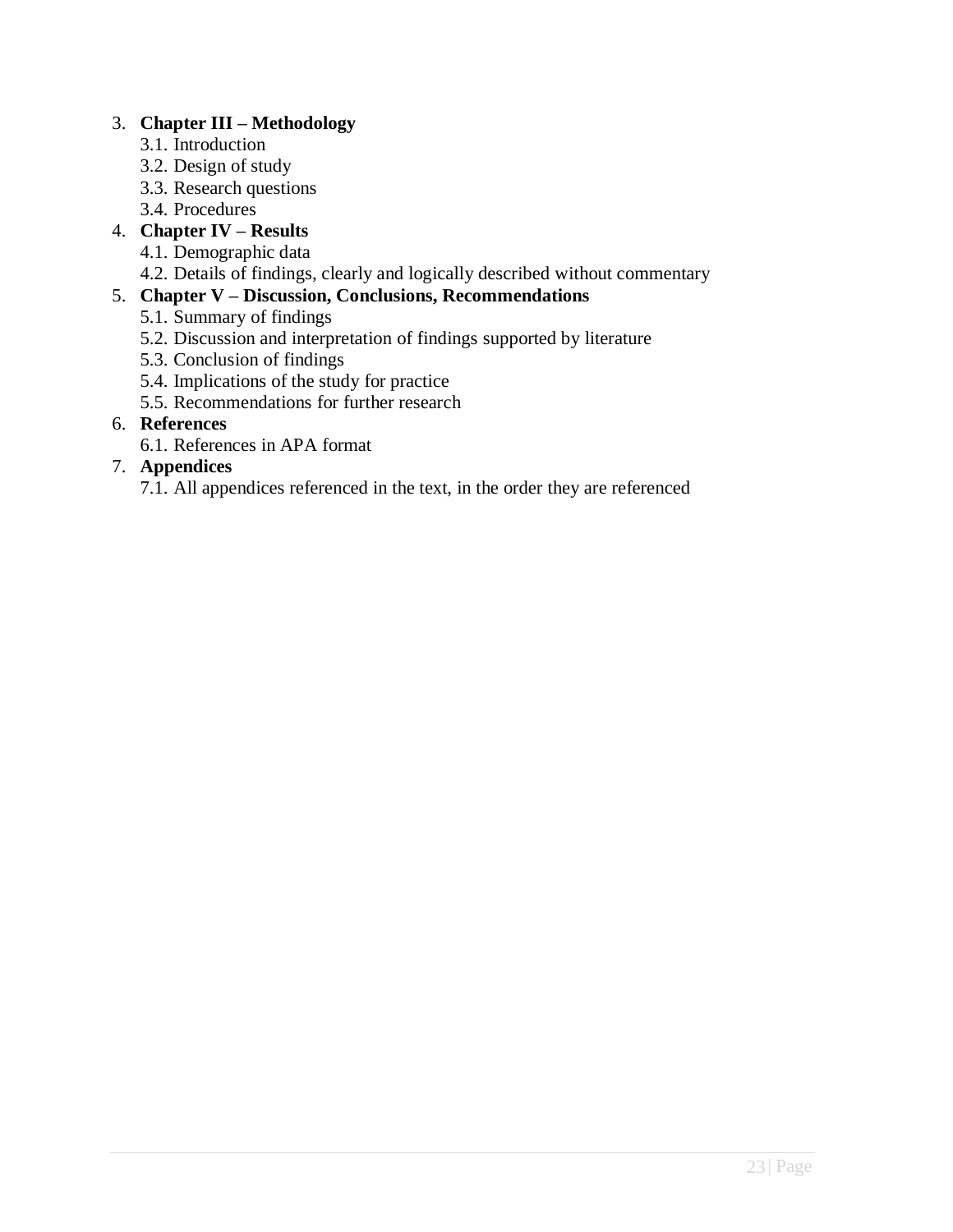3. **Chapter III – Methodology**
    3.1. Introduction
    3.2. Design of study
    3.3. Research questions
    3.4. Procedures
4. **Chapter IV – Results**
    4.1. Demographic data
    4.2. Details of findings, clearly and logically described without commentary
5. **Chapter V – Discussion, Conclusions, Recommendations**
    5.1. Summary of findings
    5.2. Discussion and interpretation of findings supported by literature
    5.3. Conclusion of findings
    5.4. Implications of the study for practice
    5.5. Recommendations for further research
6. **References**
    6.1. References in APA format
7. **Appendices**
    7.1. All appendices referenced in the text, in the order they are referenced